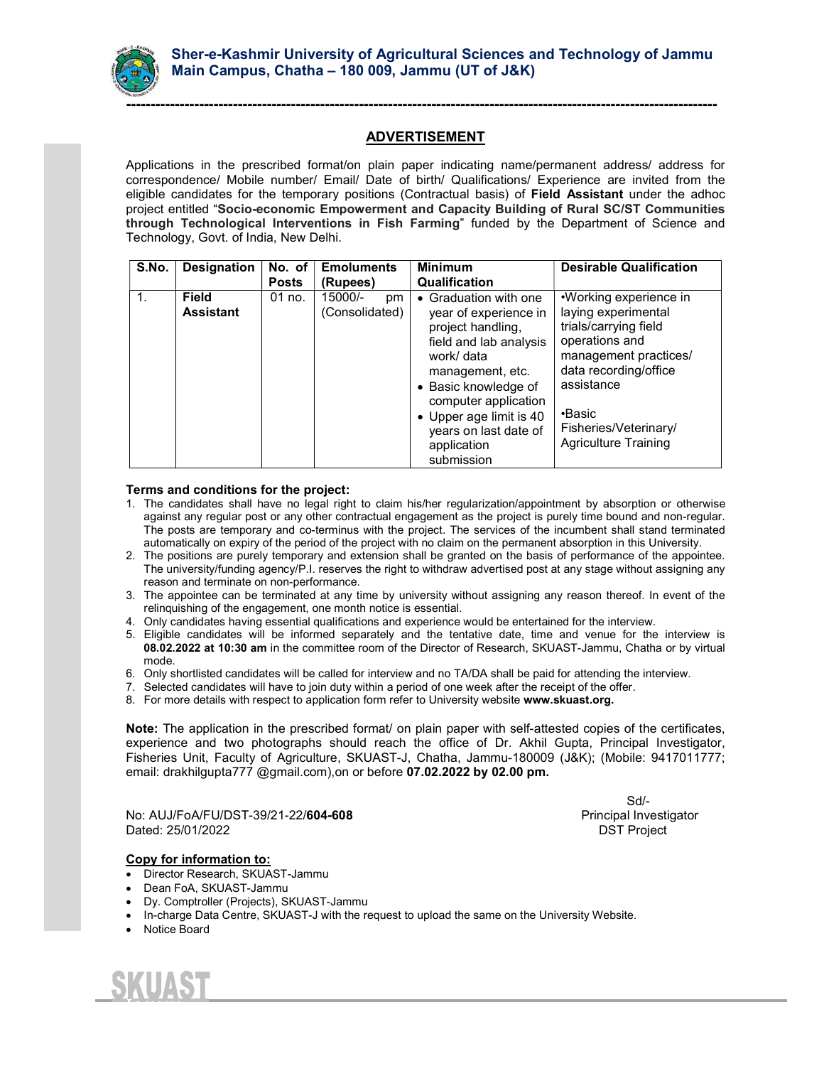**Sher-e-Kashmir University of Agricultural Sciences and Technology of Jammu**
**Main Campus, Chatha – 180 009, Jammu (UT of J&K)**

---

## ADVERTISEMENT

Applications in the prescribed format/on plain paper indicating name/permanent address/ address for correspondence/ Mobile number/ Email/ Date of birth/ Qualifications/ Experience are invited from the eligible candidates for the temporary positions (Contractual basis) of **Field Assistant** under the adhoc project entitled "**Socio-economic Empowerment and Capacity Building of Rural SC/ST Communities through Technological Interventions in Fish Farming**" funded by the Department of Science and Technology, Govt. of India, New Delhi.

| S.No. | Designation | No. of Posts | Emoluments (Rupees) | Minimum Qualification | Desirable Qualification |
|---|---|---|---|---|---|
| 1. | **Field Assistant** | 01 no. | 15000/- pm (Consolidated) | • Graduation with one year of experience in project handling, field and lab analysis work/ data management, etc.<br>• Basic knowledge of computer application<br>• Upper age limit is 40 years on last date of application submission | •Working experience in laying experimental trials/carrying field operations and management practices/ data recording/office assistance<br>•Basic Fisheries/Veterinary/ Agriculture Training |

**Terms and conditions for the project:**

1. The candidates shall have no legal right to claim his/her regularization/appointment by absorption or otherwise against any regular post or any other contractual engagement as the project is purely time bound and non-regular. The posts are temporary and co-terminus with the project. The services of the incumbent shall stand terminated automatically on expiry of the period of the project with no claim on the permanent absorption in this University.
2. The positions are purely temporary and extension shall be granted on the basis of performance of the appointee. The university/funding agency/P.I. reserves the right to withdraw advertised post at any stage without assigning any reason and terminate on non-performance.
3. The appointee can be terminated at any time by university without assigning any reason thereof. In event of the relinquishing of the engagement, one month notice is essential.
4. Only candidates having essential qualifications and experience would be entertained for the interview.
5. Eligible candidates will be informed separately and the tentative date, time and venue for the interview is **08.02.2022 at 10:30 am** in the committee room of the Director of Research, SKUAST-Jammu, Chatha or by virtual mode.
6. Only shortlisted candidates will be called for interview and no TA/DA shall be paid for attending the interview.
7. Selected candidates will have to join duty within a period of one week after the receipt of the offer.
8. For more details with respect to application form refer to University website **www.skuast.org.**

**Note:** The application in the prescribed format/ on plain paper with self-attested copies of the certificates, experience and two photographs should reach the office of Dr. Akhil Gupta, Principal Investigator, Fisheries Unit, Faculty of Agriculture, SKUAST-J, Chatha, Jammu-180009 (J&K); (Mobile: 9417011777; email: drakhilgupta777 @gmail.com),on or before **07.02.2022 by 02.00 pm.**

Sd/-
Principal Investigator
DST Project

No: AUJ/FoA/FU/DST-39/21-22/**604-608**
Dated: 25/01/2022

**Copy for information to:**

- Director Research, SKUAST-Jammu
- Dean FoA, SKUAST-Jammu
- Dy. Comptroller (Projects), SKUAST-Jammu
- In-charge Data Centre, SKUAST-J with the request to upload the same on the University Website.
- Notice Board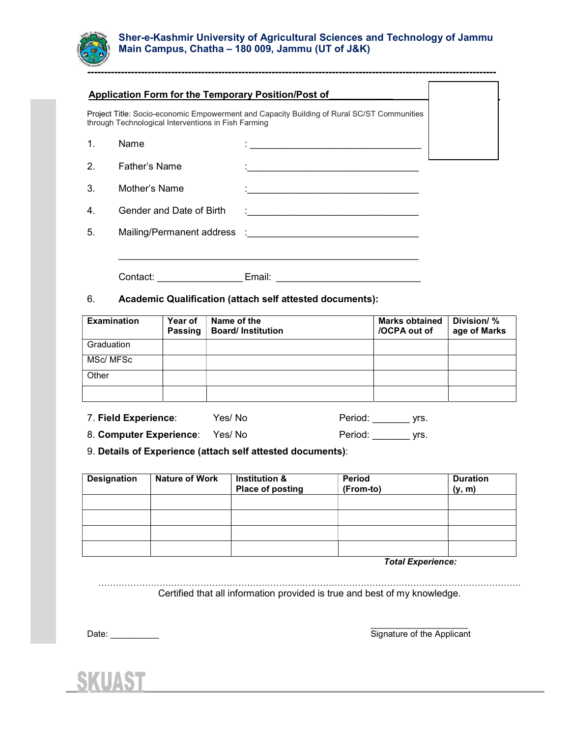**Sher-e-Kashmir University of Agricultural Sciences and Technology of Jammu**
**Main Campus, Chatha – 180 009, Jammu (UT of J&K)**

---

## Application Form for the Temporary Position/Post of____________ ______

Project Title: Socio-economic Empowerment and Capacity Building of Rural SC/ST Communities through Technological Interventions in Fish Farming

1. Name : ________________________________
2. Father's Name :________________________________
3. Mother's Name :________________________________
4. Gender and Date of Birth :________________________________
5. Mailing/Permanent address :________________________________

   ________________________________________________________

   Contact: _______________ Email: _________________________

6. **Academic Qualification (attach self attested documents):**

| Examination | Year of Passing | Name of the Board/ Institution | Marks obtained /OCPA out of | Division/ % age of Marks |
|---|---|---|---|---|
| Graduation | | | | |
| MSc/ MFSc | | | | |
| Other | | | | |
| | | | | |

7. **Field Experience**: Yes/ No Period: _______ yrs.

8. **Computer Experience**: Yes/ No Period: _______ yrs.

9. **Details of Experience (attach self attested documents)**:

| Designation | Nature of Work | Institution & Place of posting | Period (From-to) | Duration (y, m) |
|---|---|---|---|---|
| | | | | |
| | | | | |
| | | | | |
| | | | | |

***Total Experience:***

Certified that all information provided is true and best of my knowledge.

Date: __________

____________________
Signature of the Applicant